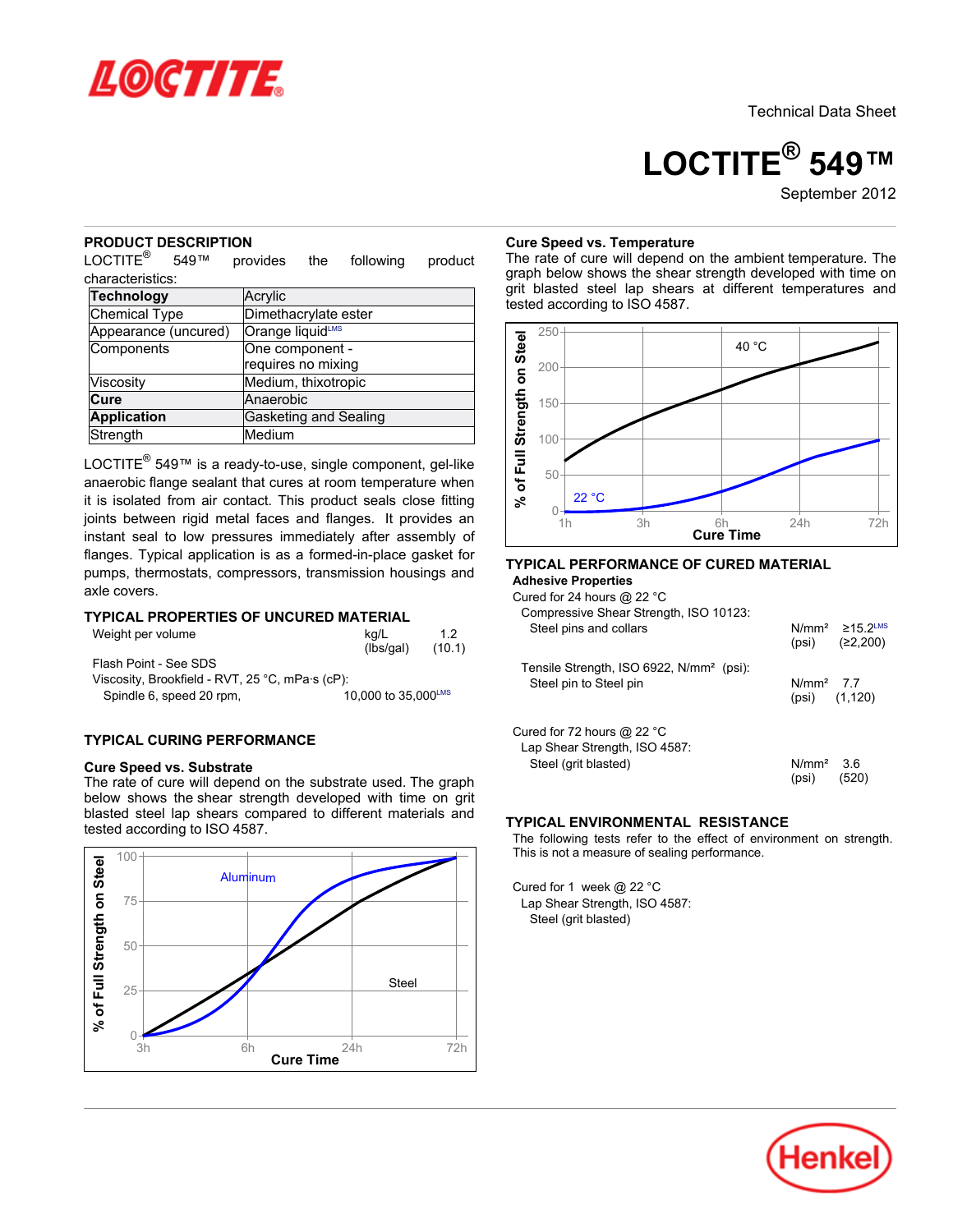Technical Data Sheet

# LOCTITE® 549™

September 2012

## PRODUCT DESCRIPTION

LOCTITE® 549™ provides the following product characteristics:

| **Technology** | Acrylic |
|---|---|
| Chemical Type | Dimethacrylate ester |
| Appearance (uncured) | Orange liquid^LMS^ |
| Components | One component - requires no mixing |
| Viscosity | Medium, thixotropic |
| **Cure** | Anaerobic |
| **Application** | Gasketing and Sealing |
| Strength | Medium |

LOCTITE® 549™ is a ready-to-use, single component, gel-like anaerobic flange sealant that cures at room temperature when it is isolated from air contact. This product seals close fitting joints between rigid metal faces and flanges. It provides an instant seal to low pressures immediately after assembly of flanges. Typical application is as a formed-in-place gasket for pumps, thermostats, compressors, transmission housings and axle covers.

## TYPICAL PROPERTIES OF UNCURED MATERIAL

| | | |
|---|---|---|
| Weight per volume | kg/L (lbs/gal) | 1.2 (10.1) |
| Flash Point - See SDS | | |
| Viscosity, Brookfield - RVT, 25 °C, mPa·s (cP): | | |
| Spindle 6, speed 20 rpm, | | 10,000 to 35,000^LMS^ |

## TYPICAL CURING PERFORMANCE

### Cure Speed vs. Substrate

The rate of cure will depend on the substrate used. The graph below shows the shear strength developed with time on grit blasted steel lap shears compared to different materials and tested according to ISO 4587.

### Cure Speed vs. Temperature

The rate of cure will depend on the ambient temperature. The graph below shows the shear strength developed with time on grit blasted steel lap shears at different temperatures and tested according to ISO 4587.

## TYPICAL PERFORMANCE OF CURED MATERIAL

**Adhesive Properties**

Cured for 24 hours @ 22 °C

| | | |
|---|---|---|
| Compressive Shear Strength, ISO 10123: | | |
| Steel pins and collars | N/mm² (psi) | ≥15.2^LMS^ (≥2,200) |
| Tensile Strength, ISO 6922, N/mm² (psi): | | |
| Steel pin to Steel pin | N/mm² (psi) | 7.7 (1,120) |

Cured for 72 hours @ 22 °C

| | | |
|---|---|---|
| Lap Shear Strength, ISO 4587: | | |
| Steel (grit blasted) | N/mm² (psi) | 3.6 (520) |

## TYPICAL ENVIRONMENTAL RESISTANCE

The following tests refer to the effect of environment on strength. This is not a measure of sealing performance.

Cured for 1 week @ 22 °C

Lap Shear Strength, ISO 4587:

Steel (grit blasted)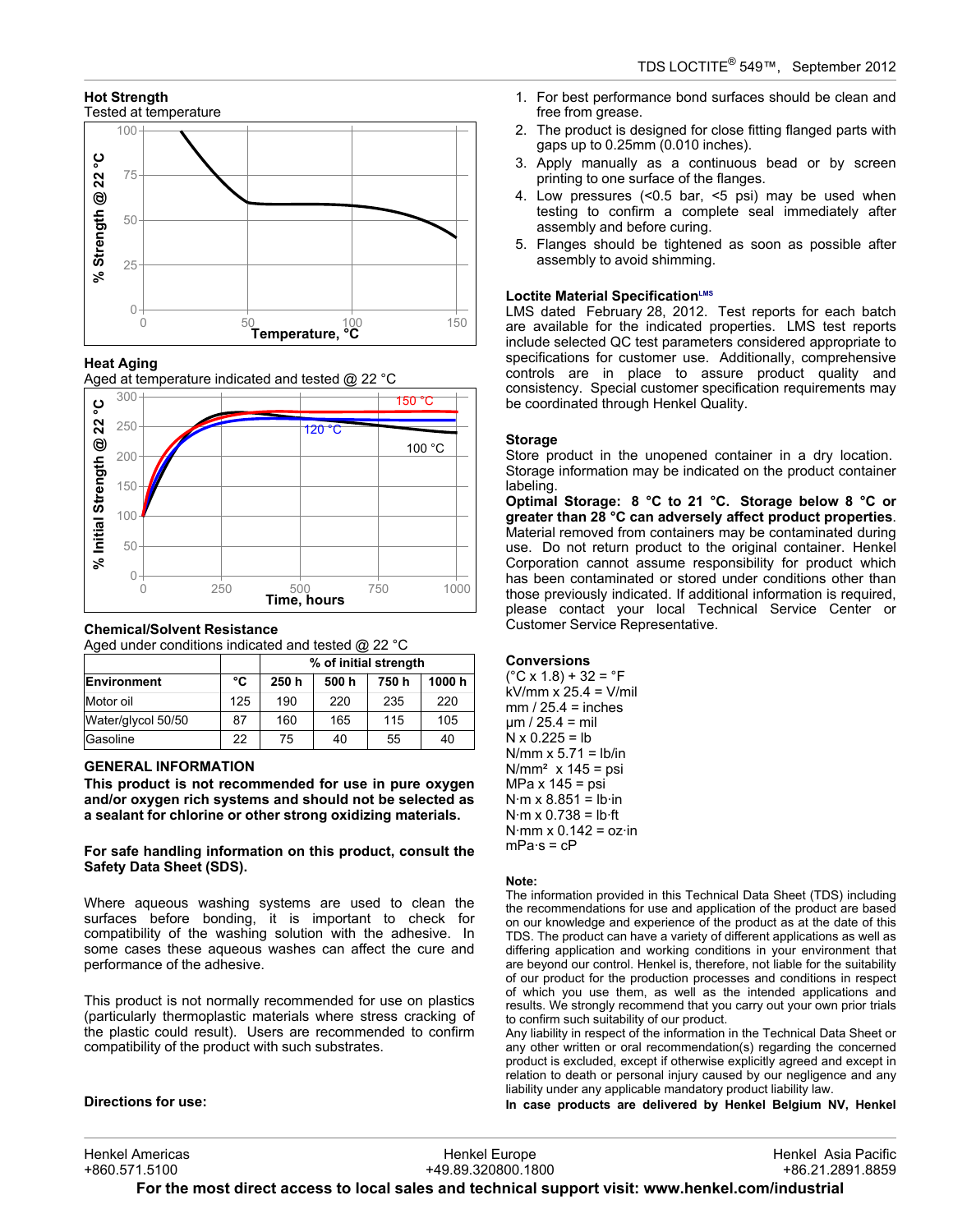### Hot Strength

Tested at temperature

### Heat Aging

Aged at temperature indicated and tested @ 22 °C

### Chemical/Solvent Resistance

Aged under conditions indicated and tested @ 22 °C

| | | % of initial strength | | | |
|---|---|---|---|---|---|
| **Environment** | **°C** | **250 h** | **500 h** | **750 h** | **1000 h** |
| Motor oil | 125 | 190 | 220 | 235 | 220 |
| Water/glycol 50/50 | 87 | 160 | 165 | 115 | 105 |
| Gasoline | 22 | 75 | 40 | 55 | 40 |

## GENERAL INFORMATION

**This product is not recommended for use in pure oxygen and/or oxygen rich systems and should not be selected as a sealant for chlorine or other strong oxidizing materials.**

**For safe handling information on this product, consult the Safety Data Sheet (SDS).**

Where aqueous washing systems are used to clean the surfaces before bonding, it is important to check for compatibility of the washing solution with the adhesive. In some cases these aqueous washes can affect the cure and performance of the adhesive.

This product is not normally recommended for use on plastics (particularly thermoplastic materials where stress cracking of the plastic could result). Users are recommended to confirm compatibility of the product with such substrates.

### Directions for use:

1. For best performance bond surfaces should be clean and free from grease.
2. The product is designed for close fitting flanged parts with gaps up to 0.25mm (0.010 inches).
3. Apply manually as a continuous bead or by screen printing to one surface of the flanges.
4. Low pressures (<0.5 bar, <5 psi) may be used when testing to confirm a complete seal immediately after assembly and before curing.
5. Flanges should be tightened as soon as possible after assembly to avoid shimming.

### Loctite Material Specification[LMS]

LMS dated February 28, 2012. Test reports for each batch are available for the indicated properties. LMS test reports include selected QC test parameters considered appropriate to specifications for customer use. Additionally, comprehensive controls are in place to assure product quality and consistency. Special customer specification requirements may be coordinated through Henkel Quality.

### Storage

Store product in the unopened container in a dry location. Storage information may be indicated on the product container labeling.

**Optimal Storage: 8 °C to 21 °C. Storage below 8 °C or greater than 28 °C can adversely affect product properties**. Material removed from containers may be contaminated during use. Do not return product to the original container. Henkel Corporation cannot assume responsibility for product which has been contaminated or stored under conditions other than those previously indicated. If additional information is required, please contact your local Technical Service Center or Customer Service Representative.

### Conversions

(°C x 1.8) + 32 = °F
kV/mm x 25.4 = V/mil
mm / 25.4 = inches
µm / 25.4 = mil
N x 0.225 = lb
N/mm x 5.71 = lb/in
N/mm² x 145 = psi
MPa x 145 = psi
N·m x 8.851 = lb·in
N·m x 0.738 = lb·ft
N·mm x 0.142 = oz·in
mPa·s = cP

#### Note:

The information provided in this Technical Data Sheet (TDS) including the recommendations for use and application of the product are based on our knowledge and experience of the product as at the date of this TDS. The product can have a variety of different applications as well as differing application and working conditions in your environment that are beyond our control. Henkel is, therefore, not liable for the suitability of our product for the production processes and conditions in respect of which you use them, as well as the intended applications and results. We strongly recommend that you carry out your own prior trials to confirm such suitability of our product.

Any liability in respect of the information in the Technical Data Sheet or any other written or oral recommendation(s) regarding the concerned product is excluded, except if otherwise explicitly agreed and except in relation to death or personal injury caused by our negligence and any liability under any applicable mandatory product liability law.

**In case products are delivered by Henkel Belgium NV, Henkel**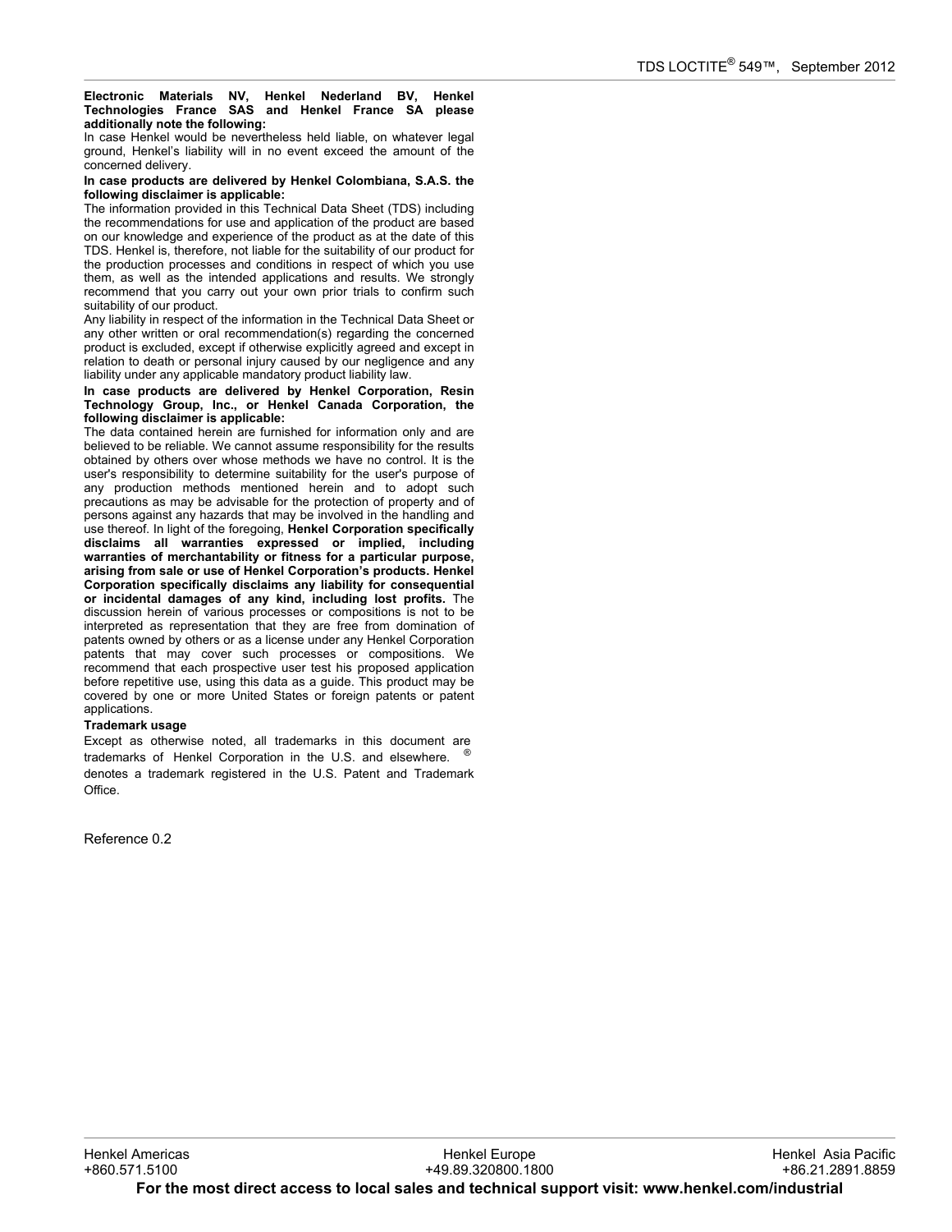**Electronic Materials NV, Henkel Nederland BV, Henkel Technologies France SAS and Henkel France SA please additionally note the following:**

In case Henkel would be nevertheless held liable, on whatever legal ground, Henkel's liability will in no event exceed the amount of the concerned delivery.

**In case products are delivered by Henkel Colombiana, S.A.S. the following disclaimer is applicable:**

The information provided in this Technical Data Sheet (TDS) including the recommendations for use and application of the product are based on our knowledge and experience of the product as at the date of this TDS. Henkel is, therefore, not liable for the suitability of our product for the production processes and conditions in respect of which you use them, as well as the intended applications and results. We strongly recommend that you carry out your own prior trials to confirm such suitability of our product.

Any liability in respect of the information in the Technical Data Sheet or any other written or oral recommendation(s) regarding the concerned product is excluded, except if otherwise explicitly agreed and except in relation to death or personal injury caused by our negligence and any liability under any applicable mandatory product liability law.

**In case products are delivered by Henkel Corporation, Resin Technology Group, Inc., or Henkel Canada Corporation, the following disclaimer is applicable:**

The data contained herein are furnished for information only and are believed to be reliable. We cannot assume responsibility for the results obtained by others over whose methods we have no control. It is the user's responsibility to determine suitability for the user's purpose of any production methods mentioned herein and to adopt such precautions as may be advisable for the protection of property and of persons against any hazards that may be involved in the handling and use thereof. In light of the foregoing, **Henkel Corporation specifically disclaims all warranties expressed or implied, including warranties of merchantability or fitness for a particular purpose, arising from sale or use of Henkel Corporation's products. Henkel Corporation specifically disclaims any liability for consequential or incidental damages of any kind, including lost profits.** The discussion herein of various processes or compositions is not to be interpreted as representation that they are free from domination of patents owned by others or as a license under any Henkel Corporation patents that may cover such processes or compositions. We recommend that each prospective user test his proposed application before repetitive use, using this data as a guide. This product may be covered by one or more United States or foreign patents or patent applications.

**Trademark usage**

Except as otherwise noted, all trademarks in this document are trademarks of Henkel Corporation in the U.S. and elsewhere. ® denotes a trademark registered in the U.S. Patent and Trademark Office.

Reference 0.2